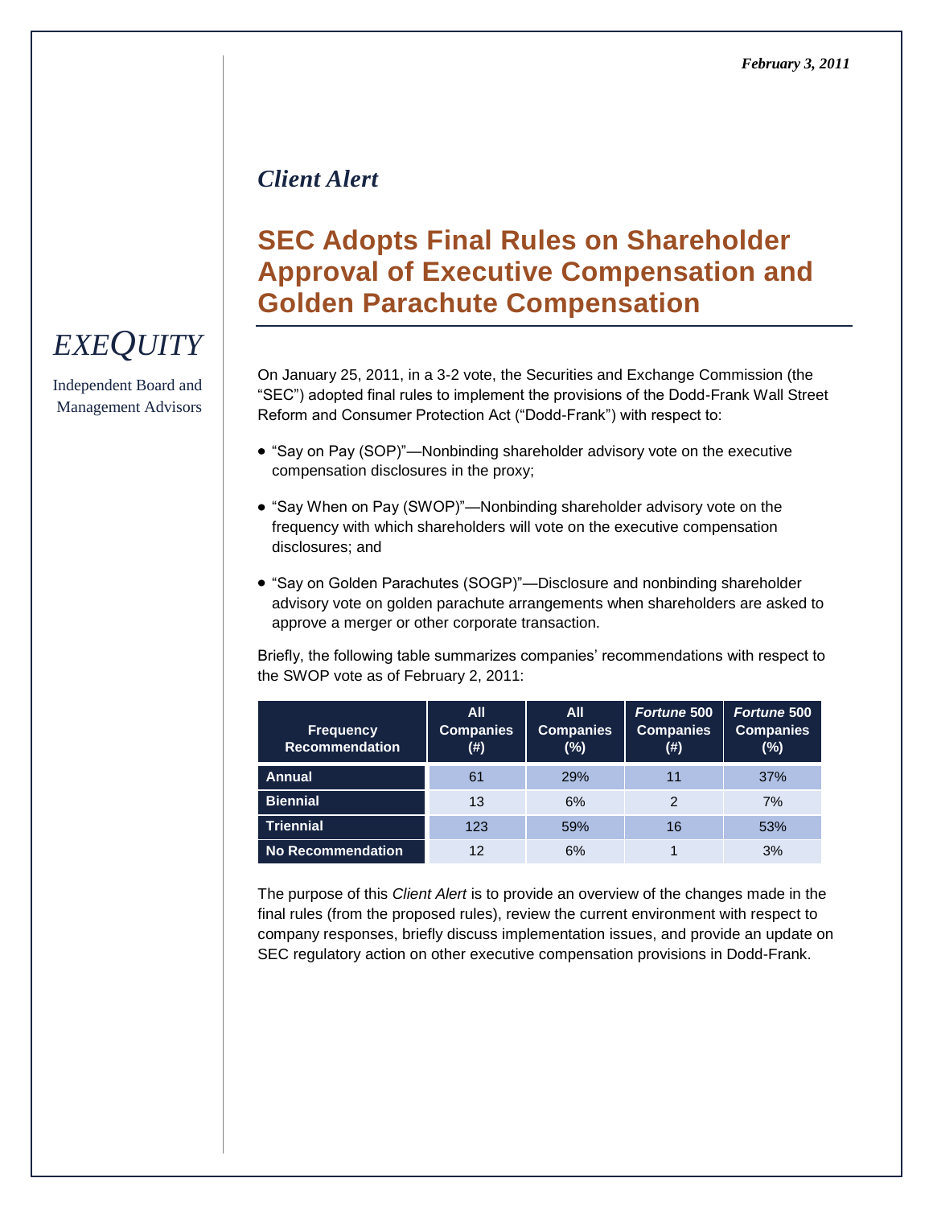*February 3, 2011*

*Client Alert*

# SEC Adopts Final Rules on Shareholder Approval of Executive Compensation and Golden Parachute Compensation

*EXEQUITY*

Independent Board and Management Advisors

On January 25, 2011, in a 3-2 vote, the Securities and Exchange Commission (the "SEC") adopted final rules to implement the provisions of the Dodd-Frank Wall Street Reform and Consumer Protection Act ("Dodd-Frank") with respect to:

- "Say on Pay (SOP)"—Nonbinding shareholder advisory vote on the executive compensation disclosures in the proxy;
- "Say When on Pay (SWOP)"—Nonbinding shareholder advisory vote on the frequency with which shareholders will vote on the executive compensation disclosures; and
- "Say on Golden Parachutes (SOGP)"—Disclosure and nonbinding shareholder advisory vote on golden parachute arrangements when shareholders are asked to approve a merger or other corporate transaction.

Briefly, the following table summarizes companies' recommendations with respect to the SWOP vote as of February 2, 2011:

| Frequency Recommendation | All Companies (#) | All Companies (%) | *Fortune* 500 Companies (#) | *Fortune* 500 Companies (%) |
|---|---|---|---|---|
| **Annual** | 61 | 29% | 11 | 37% |
| **Biennial** | 13 | 6% | 2 | 7% |
| **Triennial** | 123 | 59% | 16 | 53% |
| **No Recommendation** | 12 | 6% | 1 | 3% |

The purpose of this *Client Alert* is to provide an overview of the changes made in the final rules (from the proposed rules), review the current environment with respect to company responses, briefly discuss implementation issues, and provide an update on SEC regulatory action on other executive compensation provisions in Dodd-Frank.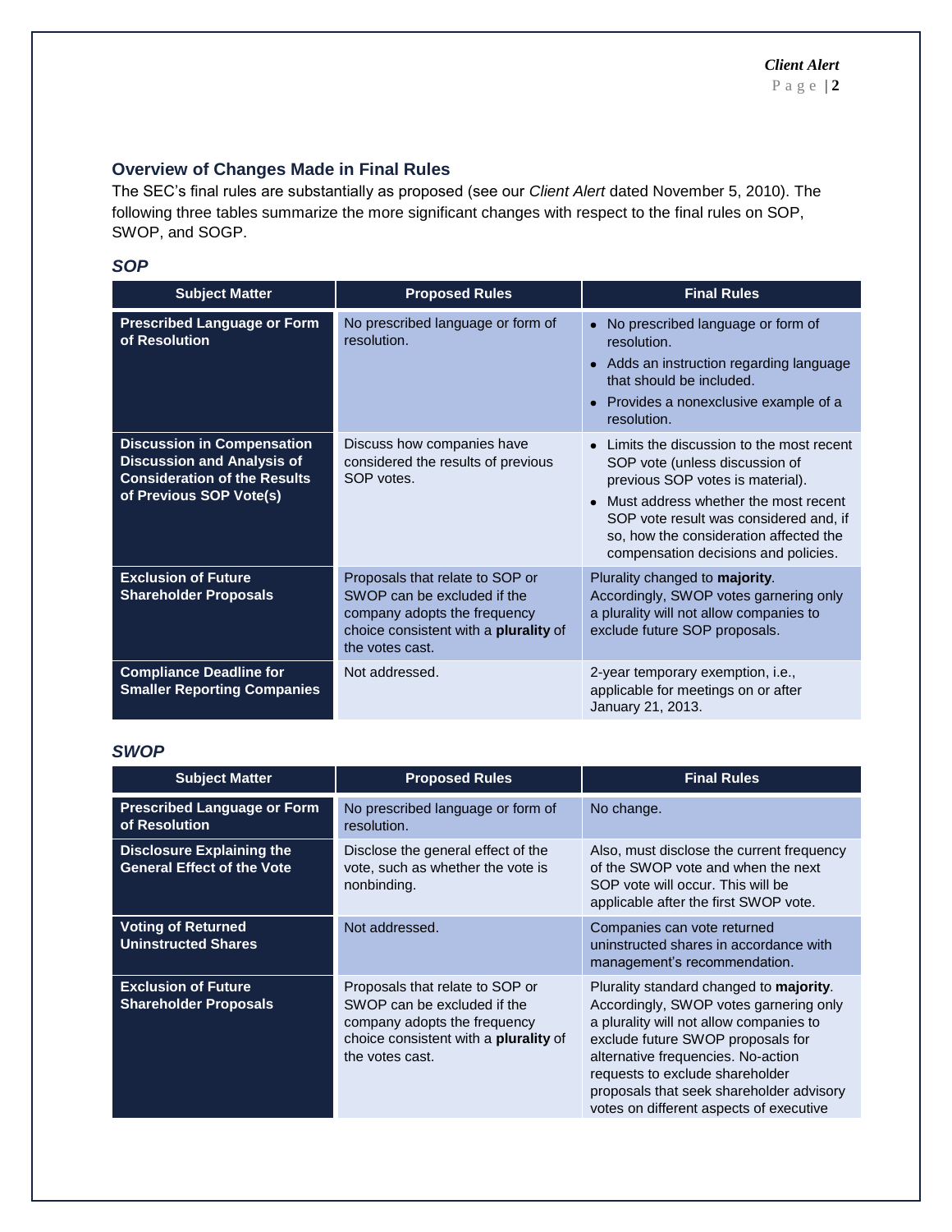## Overview of Changes Made in Final Rules

The SEC's final rules are substantially as proposed (see our *Client Alert* dated November 5, 2010). The following three tables summarize the more significant changes with respect to the final rules on SOP, SWOP, and SOGP.

### *SOP*

| Subject Matter | Proposed Rules | Final Rules |
|---|---|---|
| **Prescribed Language or Form of Resolution** | No prescribed language or form of resolution. | • No prescribed language or form of resolution.<br>• Adds an instruction regarding language that should be included.<br>• Provides a nonexclusive example of a resolution. |
| **Discussion in Compensation Discussion and Analysis of Consideration of the Results of Previous SOP Vote(s)** | Discuss how companies have considered the results of previous SOP votes. | • Limits the discussion to the most recent SOP vote (unless discussion of previous SOP votes is material).<br>• Must address whether the most recent SOP vote result was considered and, if so, how the consideration affected the compensation decisions and policies. |
| **Exclusion of Future Shareholder Proposals** | Proposals that relate to SOP or SWOP can be excluded if the company adopts the frequency choice consistent with a **plurality** of the votes cast. | Plurality changed to **majority**. Accordingly, SWOP votes garnering only a plurality will not allow companies to exclude future SOP proposals. |
| **Compliance Deadline for Smaller Reporting Companies** | Not addressed. | 2-year temporary exemption, i.e., applicable for meetings on or after January 21, 2013. |

### *SWOP*

| Subject Matter | Proposed Rules | Final Rules |
|---|---|---|
| **Prescribed Language or Form of Resolution** | No prescribed language or form of resolution. | No change. |
| **Disclosure Explaining the General Effect of the Vote** | Disclose the general effect of the vote, such as whether the vote is nonbinding. | Also, must disclose the current frequency of the SWOP vote and when the next SOP vote will occur. This will be applicable after the first SWOP vote. |
| **Voting of Returned Uninstructed Shares** | Not addressed. | Companies can vote returned uninstructed shares in accordance with management's recommendation. |
| **Exclusion of Future Shareholder Proposals** | Proposals that relate to SOP or SWOP can be excluded if the company adopts the frequency choice consistent with a **plurality** of the votes cast. | Plurality standard changed to **majority**. Accordingly, SWOP votes garnering only a plurality will not allow companies to exclude future SWOP proposals for alternative frequencies. No-action requests to exclude shareholder proposals that seek shareholder advisory votes on different aspects of executive |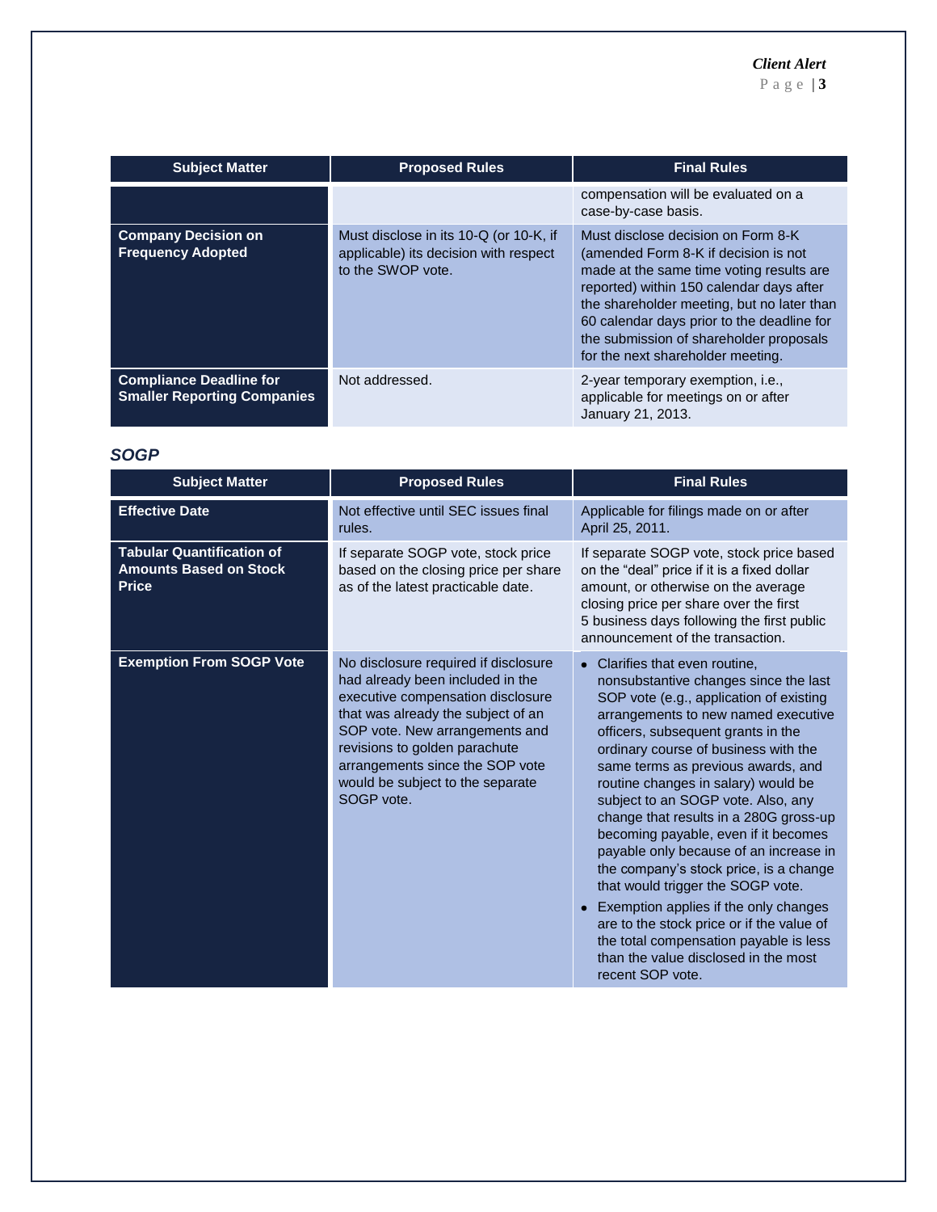| Subject Matter | Proposed Rules | Final Rules |
|---|---|---|
| | | compensation will be evaluated on a case-by-case basis. |
| **Company Decision on Frequency Adopted** | Must disclose in its 10-Q (or 10-K, if applicable) its decision with respect to the SWOP vote. | Must disclose decision on Form 8-K (amended Form 8-K if decision is not made at the same time voting results are reported) within 150 calendar days after the shareholder meeting, but no later than 60 calendar days prior to the deadline for the submission of shareholder proposals for the next shareholder meeting. |
| **Compliance Deadline for Smaller Reporting Companies** | Not addressed. | 2-year temporary exemption, i.e., applicable for meetings on or after January 21, 2013. |

### *SOGP*

| Subject Matter | Proposed Rules | Final Rules |
|---|---|---|
| **Effective Date** | Not effective until SEC issues final rules. | Applicable for filings made on or after April 25, 2011. |
| **Tabular Quantification of Amounts Based on Stock Price** | If separate SOGP vote, stock price based on the closing price per share as of the latest practicable date. | If separate SOGP vote, stock price based on the "deal" price if it is a fixed dollar amount, or otherwise on the average closing price per share over the first 5 business days following the first public announcement of the transaction. |
| **Exemption From SOGP Vote** | No disclosure required if disclosure had already been included in the executive compensation disclosure that was already the subject of an SOP vote. New arrangements and revisions to golden parachute arrangements since the SOP vote would be subject to the separate SOGP vote. | • Clarifies that even routine, nonsubstantive changes since the last SOP vote (e.g., application of existing arrangements to new named executive officers, subsequent grants in the ordinary course of business with the same terms as previous awards, and routine changes in salary) would be subject to an SOGP vote. Also, any change that results in a 280G gross-up becoming payable, even if it becomes payable only because of an increase in the company's stock price, is a change that would trigger the SOGP vote.<br>• Exemption applies if the only changes are to the stock price or if the value of the total compensation payable is less than the value disclosed in the most recent SOP vote. |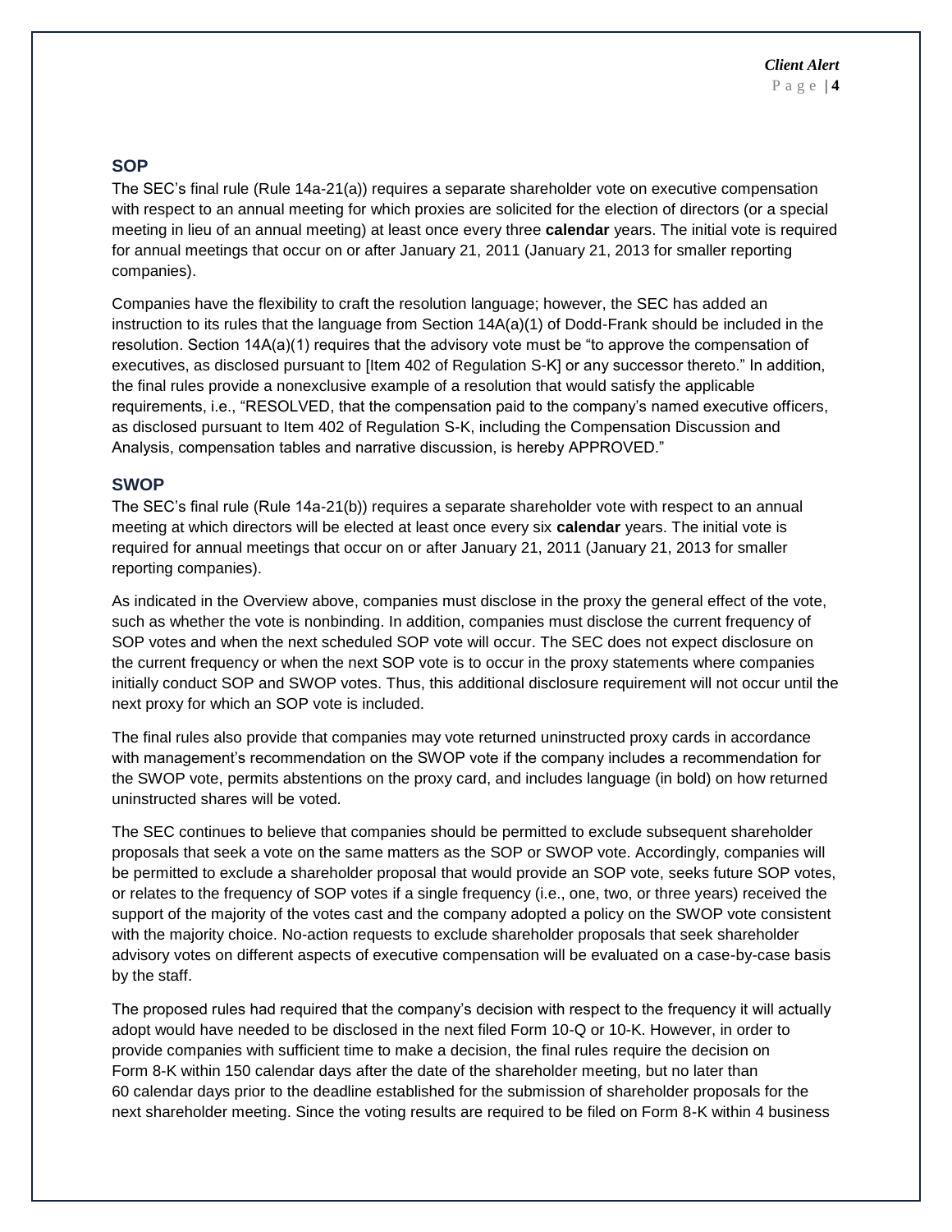## SOP

The SEC's final rule (Rule 14a-21(a)) requires a separate shareholder vote on executive compensation with respect to an annual meeting for which proxies are solicited for the election of directors (or a special meeting in lieu of an annual meeting) at least once every three **calendar** years. The initial vote is required for annual meetings that occur on or after January 21, 2011 (January 21, 2013 for smaller reporting companies).

Companies have the flexibility to craft the resolution language; however, the SEC has added an instruction to its rules that the language from Section 14A(a)(1) of Dodd-Frank should be included in the resolution. Section 14A(a)(1) requires that the advisory vote must be "to approve the compensation of executives, as disclosed pursuant to [Item 402 of Regulation S-K] or any successor thereto." In addition, the final rules provide a nonexclusive example of a resolution that would satisfy the applicable requirements, i.e., "RESOLVED, that the compensation paid to the company's named executive officers, as disclosed pursuant to Item 402 of Regulation S-K, including the Compensation Discussion and Analysis, compensation tables and narrative discussion, is hereby APPROVED."

## SWOP

The SEC's final rule (Rule 14a-21(b)) requires a separate shareholder vote with respect to an annual meeting at which directors will be elected at least once every six **calendar** years. The initial vote is required for annual meetings that occur on or after January 21, 2011 (January 21, 2013 for smaller reporting companies).

As indicated in the Overview above, companies must disclose in the proxy the general effect of the vote, such as whether the vote is nonbinding. In addition, companies must disclose the current frequency of SOP votes and when the next scheduled SOP vote will occur. The SEC does not expect disclosure on the current frequency or when the next SOP vote is to occur in the proxy statements where companies initially conduct SOP and SWOP votes. Thus, this additional disclosure requirement will not occur until the next proxy for which an SOP vote is included.

The final rules also provide that companies may vote returned uninstructed proxy cards in accordance with management's recommendation on the SWOP vote if the company includes a recommendation for the SWOP vote, permits abstentions on the proxy card, and includes language (in bold) on how returned uninstructed shares will be voted.

The SEC continues to believe that companies should be permitted to exclude subsequent shareholder proposals that seek a vote on the same matters as the SOP or SWOP vote. Accordingly, companies will be permitted to exclude a shareholder proposal that would provide an SOP vote, seeks future SOP votes, or relates to the frequency of SOP votes if a single frequency (i.e., one, two, or three years) received the support of the majority of the votes cast and the company adopted a policy on the SWOP vote consistent with the majority choice. No-action requests to exclude shareholder proposals that seek shareholder advisory votes on different aspects of executive compensation will be evaluated on a case-by-case basis by the staff.

The proposed rules had required that the company's decision with respect to the frequency it will actually adopt would have needed to be disclosed in the next filed Form 10-Q or 10-K. However, in order to provide companies with sufficient time to make a decision, the final rules require the decision on Form 8-K within 150 calendar days after the date of the shareholder meeting, but no later than 60 calendar days prior to the deadline established for the submission of shareholder proposals for the next shareholder meeting. Since the voting results are required to be filed on Form 8-K within 4 business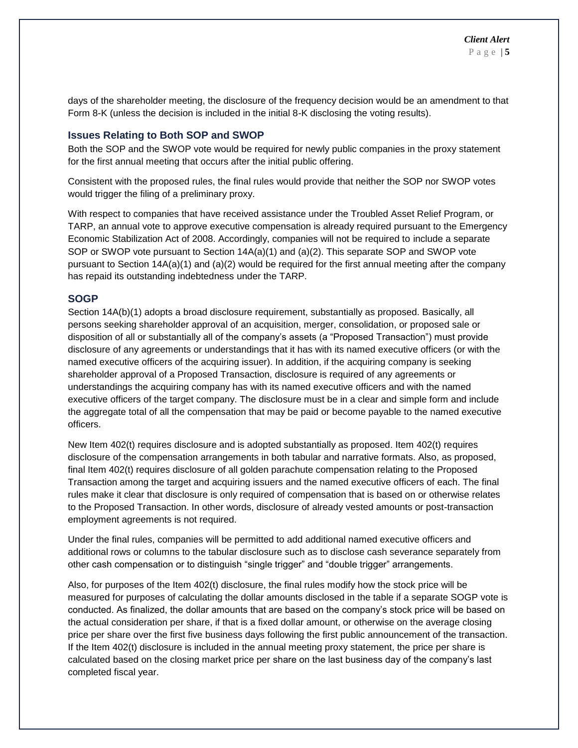days of the shareholder meeting, the disclosure of the frequency decision would be an amendment to that Form 8-K (unless the decision is included in the initial 8-K disclosing the voting results).

### Issues Relating to Both SOP and SWOP

Both the SOP and the SWOP vote would be required for newly public companies in the proxy statement for the first annual meeting that occurs after the initial public offering.

Consistent with the proposed rules, the final rules would provide that neither the SOP nor SWOP votes would trigger the filing of a preliminary proxy.

With respect to companies that have received assistance under the Troubled Asset Relief Program, or TARP, an annual vote to approve executive compensation is already required pursuant to the Emergency Economic Stabilization Act of 2008. Accordingly, companies will not be required to include a separate SOP or SWOP vote pursuant to Section 14A(a)(1) and (a)(2). This separate SOP and SWOP vote pursuant to Section 14A(a)(1) and (a)(2) would be required for the first annual meeting after the company has repaid its outstanding indebtedness under the TARP.

### SOGP

Section 14A(b)(1) adopts a broad disclosure requirement, substantially as proposed. Basically, all persons seeking shareholder approval of an acquisition, merger, consolidation, or proposed sale or disposition of all or substantially all of the company's assets (a "Proposed Transaction") must provide disclosure of any agreements or understandings that it has with its named executive officers (or with the named executive officers of the acquiring issuer). In addition, if the acquiring company is seeking shareholder approval of a Proposed Transaction, disclosure is required of any agreements or understandings the acquiring company has with its named executive officers and with the named executive officers of the target company. The disclosure must be in a clear and simple form and include the aggregate total of all the compensation that may be paid or become payable to the named executive officers.

New Item 402(t) requires disclosure and is adopted substantially as proposed. Item 402(t) requires disclosure of the compensation arrangements in both tabular and narrative formats. Also, as proposed, final Item 402(t) requires disclosure of all golden parachute compensation relating to the Proposed Transaction among the target and acquiring issuers and the named executive officers of each. The final rules make it clear that disclosure is only required of compensation that is based on or otherwise relates to the Proposed Transaction. In other words, disclosure of already vested amounts or post-transaction employment agreements is not required.

Under the final rules, companies will be permitted to add additional named executive officers and additional rows or columns to the tabular disclosure such as to disclose cash severance separately from other cash compensation or to distinguish "single trigger" and "double trigger" arrangements.

Also, for purposes of the Item 402(t) disclosure, the final rules modify how the stock price will be measured for purposes of calculating the dollar amounts disclosed in the table if a separate SOGP vote is conducted. As finalized, the dollar amounts that are based on the company's stock price will be based on the actual consideration per share, if that is a fixed dollar amount, or otherwise on the average closing price per share over the first five business days following the first public announcement of the transaction. If the Item 402(t) disclosure is included in the annual meeting proxy statement, the price per share is calculated based on the closing market price per share on the last business day of the company's last completed fiscal year.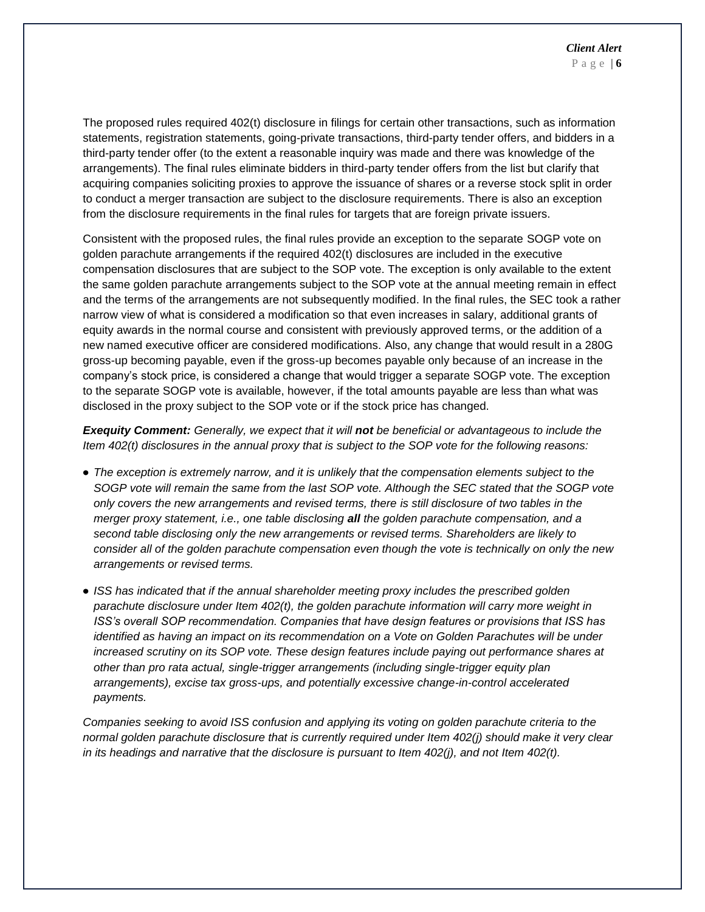The proposed rules required 402(t) disclosure in filings for certain other transactions, such as information statements, registration statements, going-private transactions, third-party tender offers, and bidders in a third-party tender offer (to the extent a reasonable inquiry was made and there was knowledge of the arrangements). The final rules eliminate bidders in third-party tender offers from the list but clarify that acquiring companies soliciting proxies to approve the issuance of shares or a reverse stock split in order to conduct a merger transaction are subject to the disclosure requirements. There is also an exception from the disclosure requirements in the final rules for targets that are foreign private issuers.

Consistent with the proposed rules, the final rules provide an exception to the separate SOGP vote on golden parachute arrangements if the required 402(t) disclosures are included in the executive compensation disclosures that are subject to the SOP vote. The exception is only available to the extent the same golden parachute arrangements subject to the SOP vote at the annual meeting remain in effect and the terms of the arrangements are not subsequently modified. In the final rules, the SEC took a rather narrow view of what is considered a modification so that even increases in salary, additional grants of equity awards in the normal course and consistent with previously approved terms, or the addition of a new named executive officer are considered modifications. Also, any change that would result in a 280G gross-up becoming payable, even if the gross-up becomes payable only because of an increase in the company's stock price, is considered a change that would trigger a separate SOGP vote. The exception to the separate SOGP vote is available, however, if the total amounts payable are less than what was disclosed in the proxy subject to the SOP vote or if the stock price has changed.

***Exequity Comment:*** *Generally, we expect that it will **not** be beneficial or advantageous to include the Item 402(t) disclosures in the annual proxy that is subject to the SOP vote for the following reasons:*

- *The exception is extremely narrow, and it is unlikely that the compensation elements subject to the SOGP vote will remain the same from the last SOP vote. Although the SEC stated that the SOGP vote only covers the new arrangements and revised terms, there is still disclosure of two tables in the merger proxy statement, i.e., one table disclosing **all** the golden parachute compensation, and a second table disclosing only the new arrangements or revised terms. Shareholders are likely to consider all of the golden parachute compensation even though the vote is technically on only the new arrangements or revised terms.*

- *ISS has indicated that if the annual shareholder meeting proxy includes the prescribed golden parachute disclosure under Item 402(t), the golden parachute information will carry more weight in ISS's overall SOP recommendation. Companies that have design features or provisions that ISS has identified as having an impact on its recommendation on a Vote on Golden Parachutes will be under increased scrutiny on its SOP vote. These design features include paying out performance shares at other than pro rata actual, single-trigger arrangements (including single-trigger equity plan arrangements), excise tax gross-ups, and potentially excessive change-in-control accelerated payments.*

*Companies seeking to avoid ISS confusion and applying its voting on golden parachute criteria to the normal golden parachute disclosure that is currently required under Item 402(j) should make it very clear in its headings and narrative that the disclosure is pursuant to Item 402(j), and not Item 402(t).*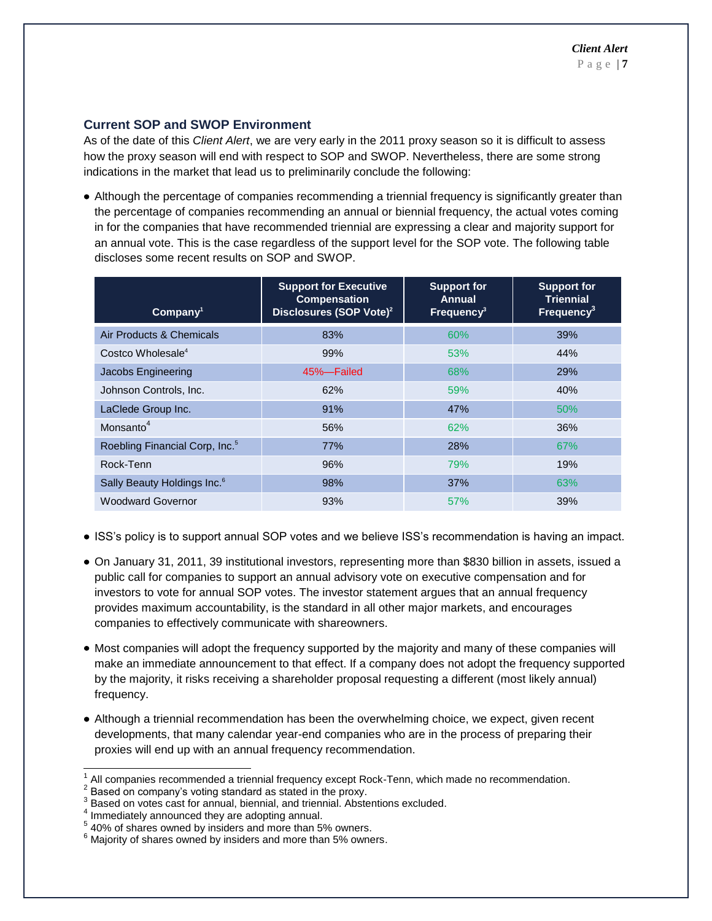### Current SOP and SWOP Environment

As of the date of this *Client Alert*, we are very early in the 2011 proxy season so it is difficult to assess how the proxy season will end with respect to SOP and SWOP. Nevertheless, there are some strong indications in the market that lead us to preliminarily conclude the following:

- Although the percentage of companies recommending a triennial frequency is significantly greater than the percentage of companies recommending an annual or biennial frequency, the actual votes coming in for the companies that have recommended triennial are expressing a clear and majority support for an annual vote. This is the case regardless of the support level for the SOP vote. The following table discloses some recent results on SOP and SWOP.

| Company[1] | Support for Executive Compensation Disclosures (SOP Vote)[2] | Support for Annual Frequency[3] | Support for Triennial Frequency[3] |
|---|---|---|---|
| Air Products & Chemicals | 83% | 60% | 39% |
| Costco Wholesale[4] | 99% | 53% | 44% |
| Jacobs Engineering | 45%—Failed | 68% | 29% |
| Johnson Controls, Inc. | 62% | 59% | 40% |
| LaClede Group Inc. | 91% | 47% | 50% |
| Monsanto[4] | 56% | 62% | 36% |
| Roebling Financial Corp, Inc.[5] | 77% | 28% | 67% |
| Rock-Tenn | 96% | 79% | 19% |
| Sally Beauty Holdings Inc.[6] | 98% | 37% | 63% |
| Woodward Governor | 93% | 57% | 39% |

- ISS's policy is to support annual SOP votes and we believe ISS's recommendation is having an impact.
- On January 31, 2011, 39 institutional investors, representing more than $830 billion in assets, issued a public call for companies to support an annual advisory vote on executive compensation and for investors to vote for annual SOP votes. The investor statement argues that an annual frequency provides maximum accountability, is the standard in all other major markets, and encourages companies to effectively communicate with shareowners.
- Most companies will adopt the frequency supported by the majority and many of these companies will make an immediate announcement to that effect. If a company does not adopt the frequency supported by the majority, it risks receiving a shareholder proposal requesting a different (most likely annual) frequency.
- Although a triennial recommendation has been the overwhelming choice, we expect, given recent developments, that many calendar year-end companies who are in the process of preparing their proxies will end up with an annual frequency recommendation.

---

[1] All companies recommended a triennial frequency except Rock-Tenn, which made no recommendation.
[2] Based on company's voting standard as stated in the proxy.
[3] Based on votes cast for annual, biennial, and triennial. Abstentions excluded.
[4] Immediately announced they are adopting annual.
[5] 40% of shares owned by insiders and more than 5% owners.
[6] Majority of shares owned by insiders and more than 5% owners.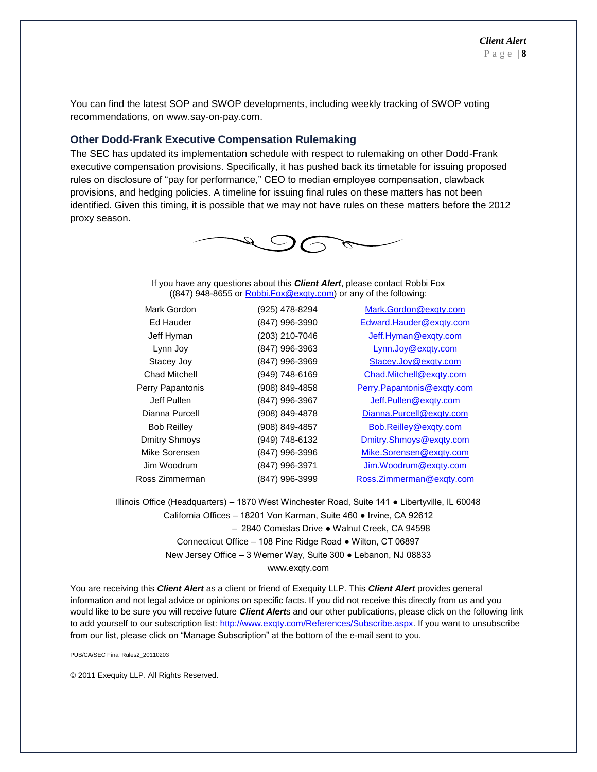You can find the latest SOP and SWOP developments, including weekly tracking of SWOP voting recommendations, on www.say-on-pay.com.

### Other Dodd-Frank Executive Compensation Rulemaking

The SEC has updated its implementation schedule with respect to rulemaking on other Dodd-Frank executive compensation provisions. Specifically, it has pushed back its timetable for issuing proposed rules on disclosure of "pay for performance," CEO to median employee compensation, clawback provisions, and hedging policies. A timeline for issuing final rules on these matters has not been identified. Given this timing, it is possible that we may not have rules on these matters before the 2012 proxy season.

If you have any questions about this ***Client Alert***, please contact Robbi Fox ((847) 948-8655 or Robbi.Fox@exqty.com) or any of the following:

| | | |
|---|---|---|
| Mark Gordon | (925) 478-8294 | Mark.Gordon@exqty.com |
| Ed Hauder | (847) 996-3990 | Edward.Hauder@exqty.com |
| Jeff Hyman | (203) 210-7046 | Jeff.Hyman@exqty.com |
| Lynn Joy | (847) 996-3963 | Lynn.Joy@exqty.com |
| Stacey Joy | (847) 996-3969 | Stacey.Joy@exqty.com |
| Chad Mitchell | (949) 748-6169 | Chad.Mitchell@exqty.com |
| Perry Papantonis | (908) 849-4858 | Perry.Papantonis@exqty.com |
| Jeff Pullen | (847) 996-3967 | Jeff.Pullen@exqty.com |
| Dianna Purcell | (908) 849-4878 | Dianna.Purcell@exqty.com |
| Bob Reilley | (908) 849-4857 | Bob.Reilley@exqty.com |
| Dmitry Shmoys | (949) 748-6132 | Dmitry.Shmoys@exqty.com |
| Mike Sorensen | (847) 996-3996 | Mike.Sorensen@exqty.com |
| Jim Woodrum | (847) 996-3971 | Jim.Woodrum@exqty.com |
| Ross Zimmerman | (847) 996-3999 | Ross.Zimmerman@exqty.com |

Illinois Office (Headquarters) – 1870 West Winchester Road, Suite 141 ● Libertyville, IL 60048
California Offices – 18201 Von Karman, Suite 460 ● Irvine, CA 92612
– 2840 Comistas Drive ● Walnut Creek, CA 94598
Connecticut Office – 108 Pine Ridge Road ● Wilton, CT 06897
New Jersey Office – 3 Werner Way, Suite 300 ● Lebanon, NJ 08833
www.exqty.com

You are receiving this ***Client Alert*** as a client or friend of Exequity LLP. This ***Client Alert*** provides general information and not legal advice or opinions on specific facts. If you did not receive this directly from us and you would like to be sure you will receive future ***Client Alert***s and our other publications, please click on the following link to add yourself to our subscription list: http://www.exqty.com/References/Subscribe.aspx. If you want to unsubscribe from our list, please click on "Manage Subscription" at the bottom of the e-mail sent to you.

PUB/CA/SEC Final Rules2_20110203

© 2011 Exequity LLP. All Rights Reserved.